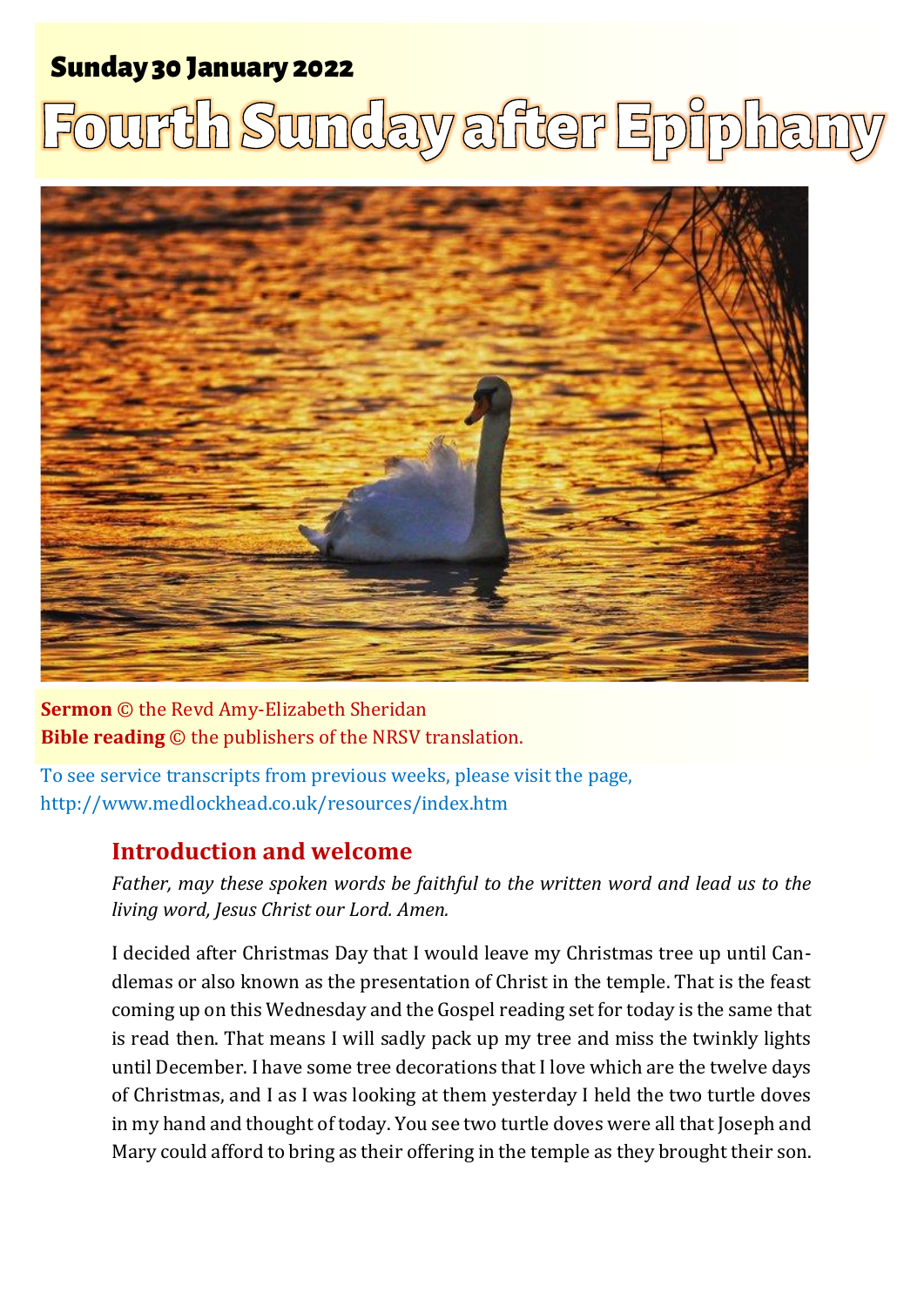**Sunday 30 January 2022**

# Fourth Sunday after Epiphany

**Sermon** © the Revd Amy-Elizabeth Sheridan
**Bible reading** © the publishers of the NRSV translation.

To see service transcripts from previous weeks, please visit the page, http://www.medlockhead.co.uk/resources/index.htm

## Introduction and welcome

*Father, may these spoken words be faithful to the written word and lead us to the living word, Jesus Christ our Lord. Amen.*

I decided after Christmas Day that I would leave my Christmas tree up until Candlemas or also known as the presentation of Christ in the temple. That is the feast coming up on this Wednesday and the Gospel reading set for today is the same that is read then. That means I will sadly pack up my tree and miss the twinkly lights until December. I have some tree decorations that I love which are the twelve days of Christmas, and I as I was looking at them yesterday I held the two turtle doves in my hand and thought of today. You see two turtle doves were all that Joseph and Mary could afford to bring as their offering in the temple as they brought their son.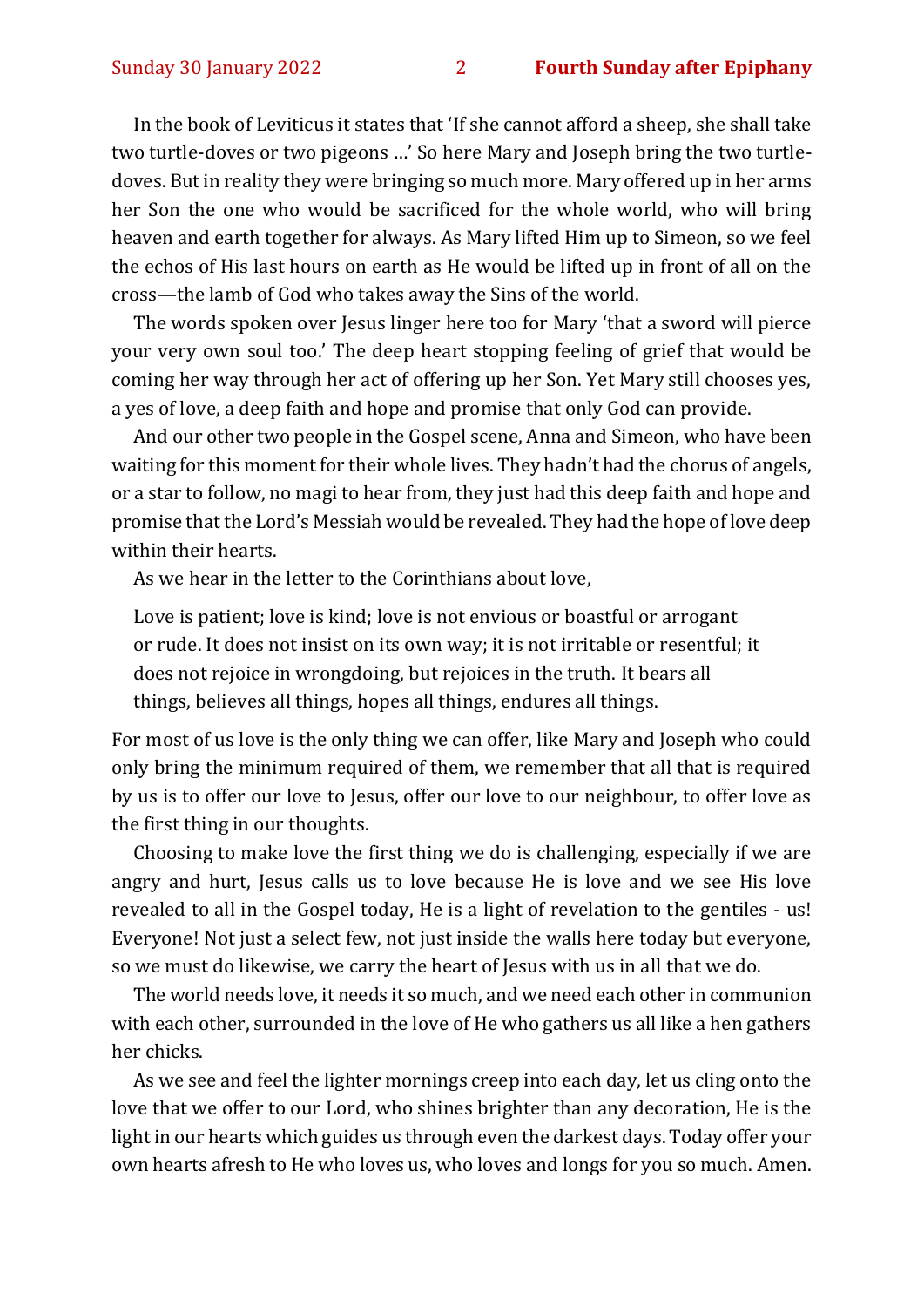In the book of Leviticus it states that 'If she cannot afford a sheep, she shall take two turtle-doves or two pigeons …' So here Mary and Joseph bring the two turtle-doves. But in reality they were bringing so much more. Mary offered up in her arms her Son the one who would be sacrificed for the whole world, who will bring heaven and earth together for always. As Mary lifted Him up to Simeon, so we feel the echos of His last hours on earth as He would be lifted up in front of all on the cross—the lamb of God who takes away the Sins of the world.

The words spoken over Jesus linger here too for Mary 'that a sword will pierce your very own soul too.' The deep heart stopping feeling of grief that would be coming her way through her act of offering up her Son. Yet Mary still chooses yes, a yes of love, a deep faith and hope and promise that only God can provide.

And our other two people in the Gospel scene, Anna and Simeon, who have been waiting for this moment for their whole lives. They hadn't had the chorus of angels, or a star to follow, no magi to hear from, they just had this deep faith and hope and promise that the Lord's Messiah would be revealed. They had the hope of love deep within their hearts.

As we hear in the letter to the Corinthians about love,

> Love is patient; love is kind; love is not envious or boastful or arrogant or rude. It does not insist on its own way; it is not irritable or resentful; it does not rejoice in wrongdoing, but rejoices in the truth. It bears all things, believes all things, hopes all things, endures all things.

For most of us love is the only thing we can offer, like Mary and Joseph who could only bring the minimum required of them, we remember that all that is required by us is to offer our love to Jesus, offer our love to our neighbour, to offer love as the first thing in our thoughts.

Choosing to make love the first thing we do is challenging, especially if we are angry and hurt, Jesus calls us to love because He is love and we see His love revealed to all in the Gospel today, He is a light of revelation to the gentiles - us! Everyone! Not just a select few, not just inside the walls here today but everyone, so we must do likewise, we carry the heart of Jesus with us in all that we do.

The world needs love, it needs it so much, and we need each other in communion with each other, surrounded in the love of He who gathers us all like a hen gathers her chicks.

As we see and feel the lighter mornings creep into each day, let us cling onto the love that we offer to our Lord, who shines brighter than any decoration, He is the light in our hearts which guides us through even the darkest days. Today offer your own hearts afresh to He who loves us, who loves and longs for you so much. Amen.